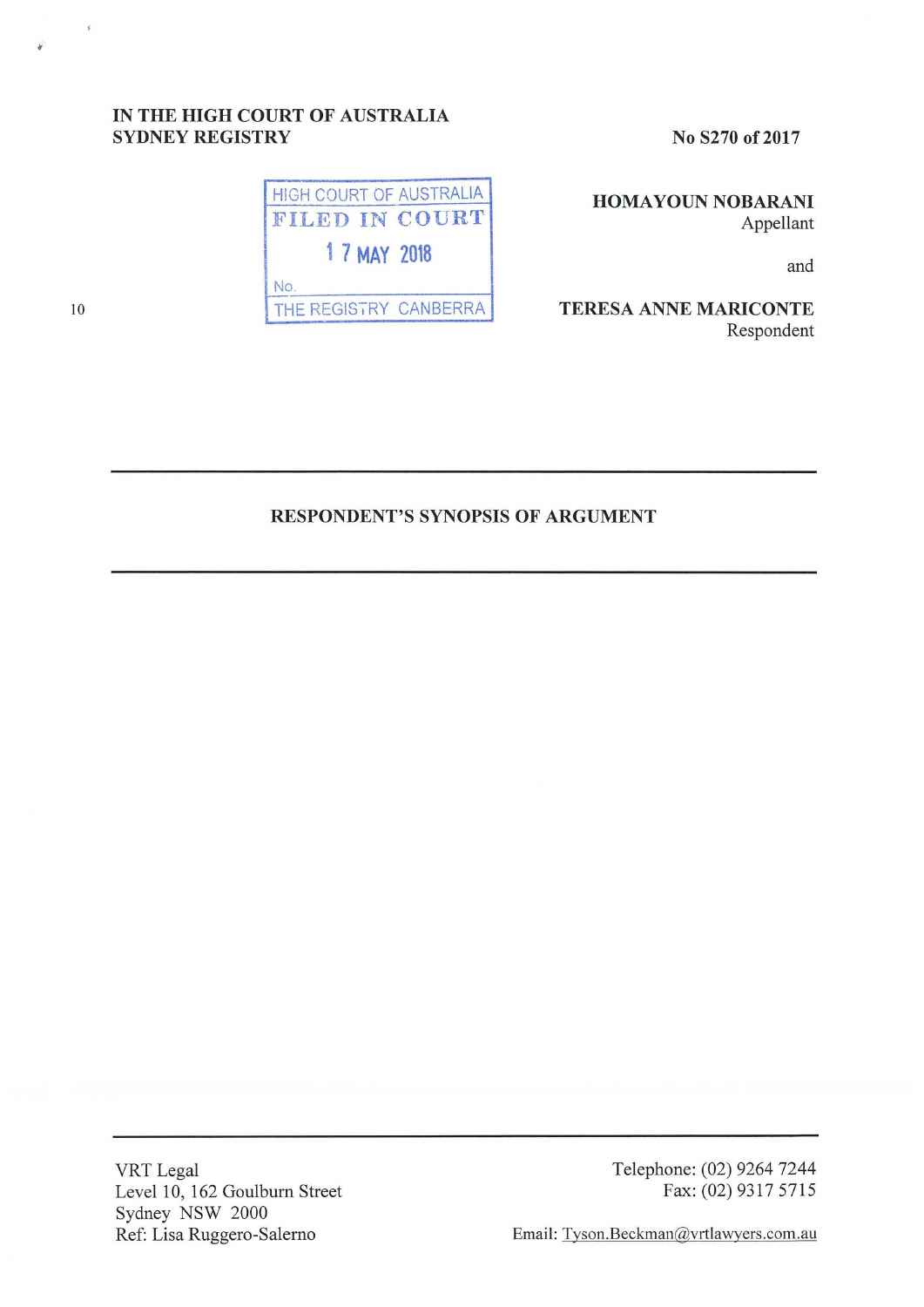IN THE HIGH COURT OF AUSTRALIA
SYDNEY REGISTRY

No S270 of 2017

HIGH COURT OF AUSTRALIA
FILED IN COURT
17 MAY 2018
No.
THE REGISTRY CANBERRA

**HOMAYOUN NOBARANI**
Appellant

and

**TERESA ANNE MARICONTE**
Respondent

---

**RESPONDENT'S SYNOPSIS OF ARGUMENT**

---

VRT Legal
Level 10, 162 Goulburn Street
Sydney NSW 2000
Ref: Lisa Ruggero-Salerno

Telephone: (02) 9264 7244
Fax: (02) 9317 5715

Email: Tyson.Beckman@vrtlawyers.com.au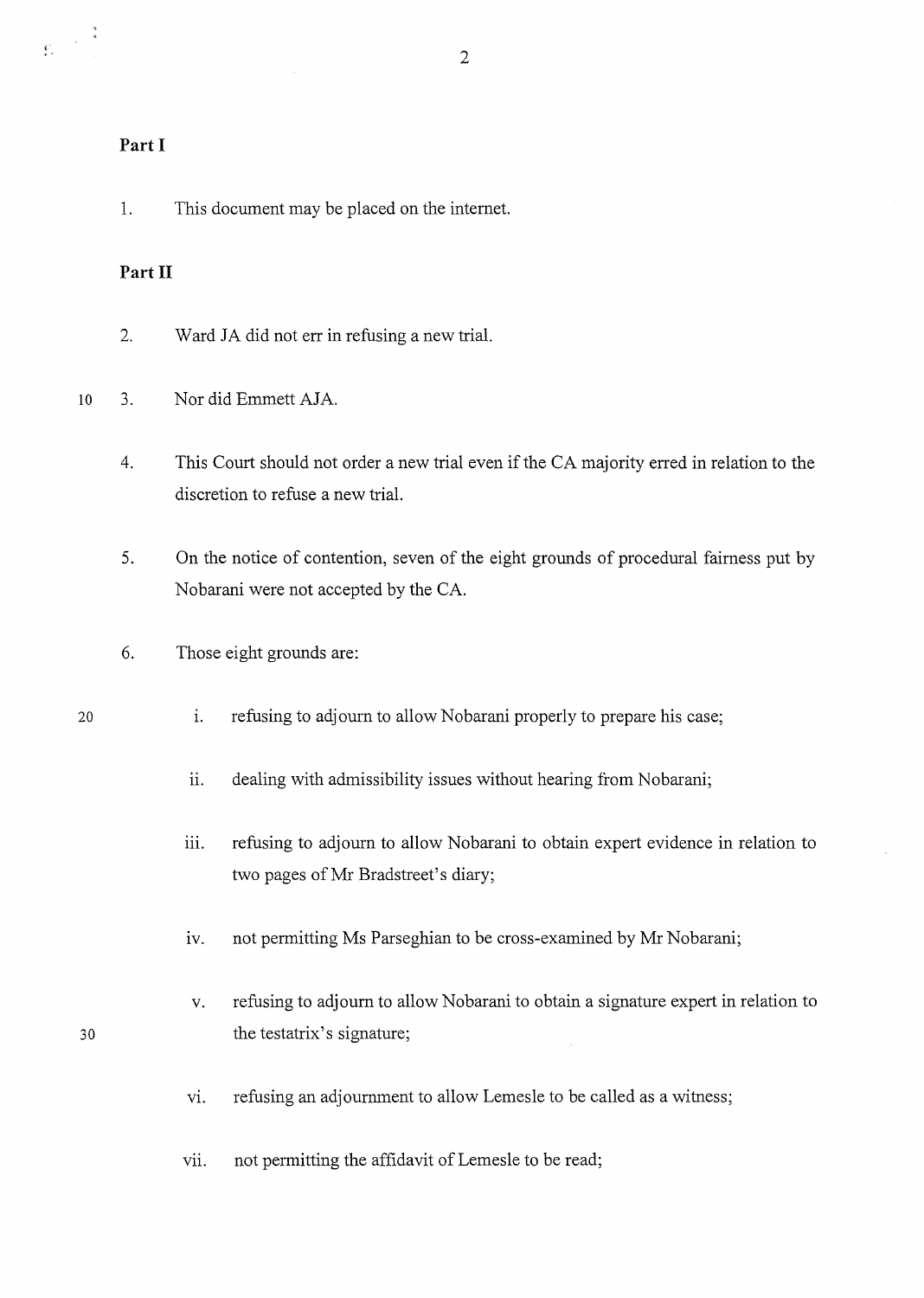**Part I**

1. This document may be placed on the internet.

**Part II**

2. Ward JA did not err in refusing a new trial.

3. Nor did Emmett AJA.

4. This Court should not order a new trial even if the CA majority erred in relation to the discretion to refuse a new trial.

5. On the notice of contention, seven of the eight grounds of procedural fairness put by Nobarani were not accepted by the CA.

6. Those eight grounds are:

   i. refusing to adjourn to allow Nobarani properly to prepare his case;

   ii. dealing with admissibility issues without hearing from Nobarani;

   iii. refusing to adjourn to allow Nobarani to obtain expert evidence in relation to two pages of Mr Bradstreet's diary;

   iv. not permitting Ms Parseghian to be cross-examined by Mr Nobarani;

   v. refusing to adjourn to allow Nobarani to obtain a signature expert in relation to the testatrix's signature;

   vi. refusing an adjournment to allow Lemesle to be called as a witness;

   vii. not permitting the affidavit of Lemesle to be read;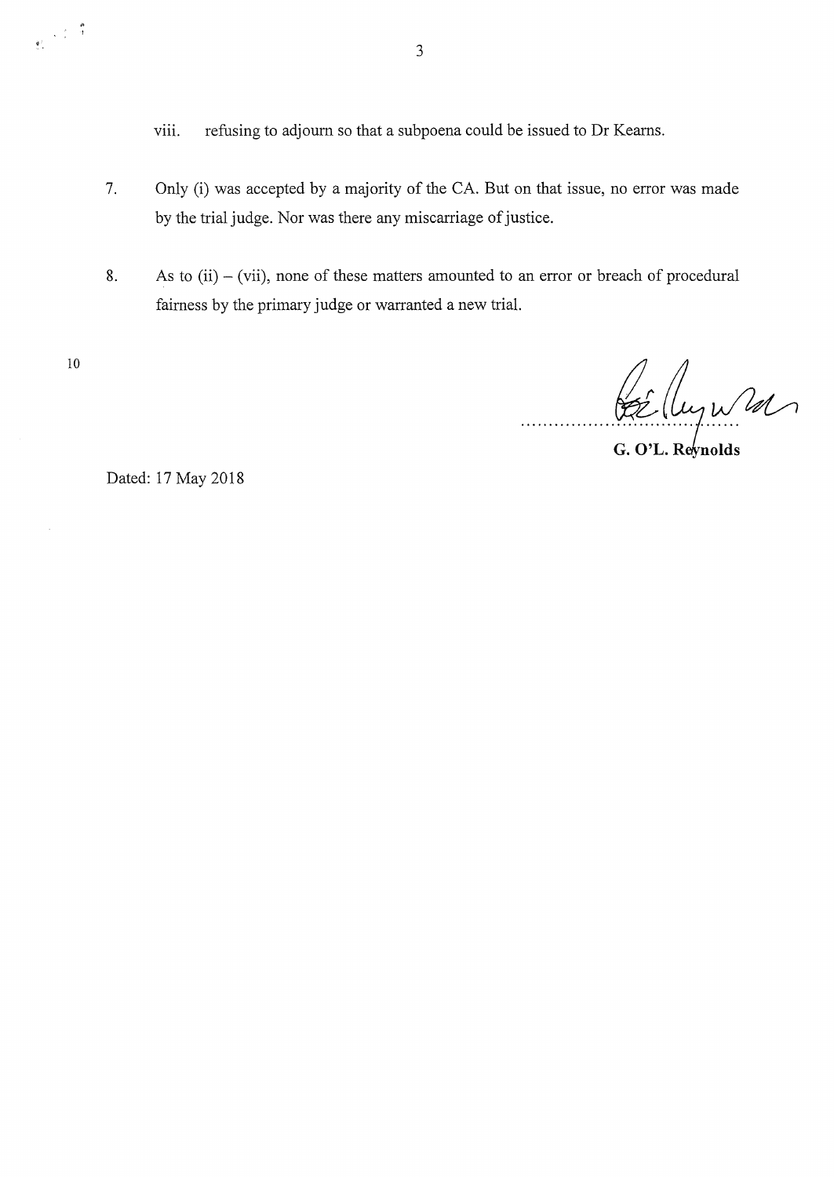viii. refusing to adjourn so that a subpoena could be issued to Dr Kearns.

7. Only (i) was accepted by a majority of the CA. But on that issue, no error was made by the trial judge. Nor was there any miscarriage of justice.

8. As to (ii) – (vii), none of these matters amounted to an error or breach of procedural fairness by the primary judge or warranted a new trial.

...................................................

**G. O'L. Reynolds**

Dated: 17 May 2018